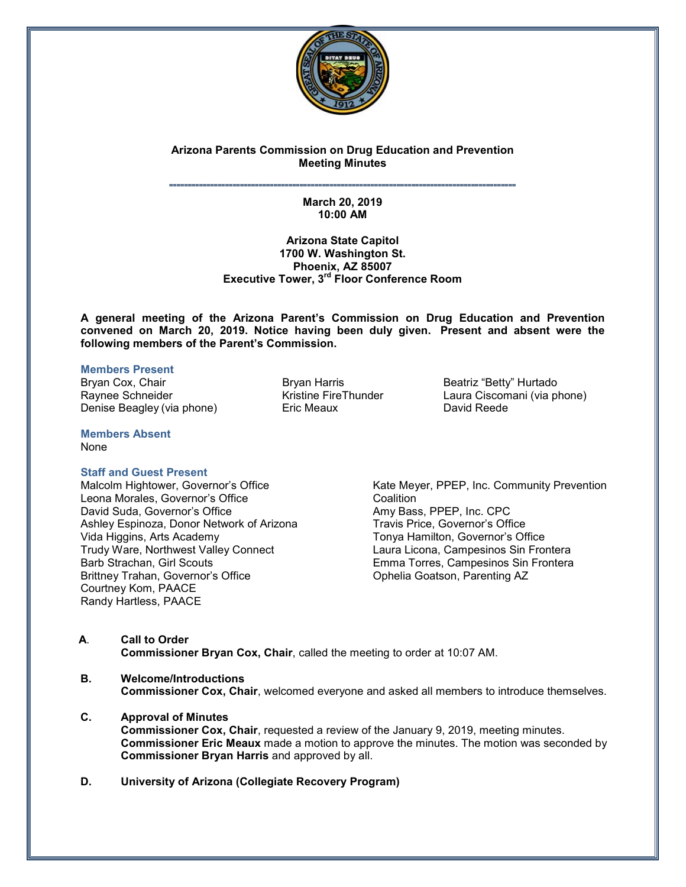**Arizona Parents Commission on Drug Education and Prevention**
**Meeting Minutes**

**March 20, 2019**
**10:00 AM**

**Arizona State Capitol**
**1700 W. Washington St.**
**Phoenix, AZ 85007**
**Executive Tower, 3rd Floor Conference Room**

**A general meeting of the Arizona Parent's Commission on Drug Education and Prevention convened on March 20, 2019. Notice having been duly given. Present and absent were the following members of the Parent's Commission.**

### Members Present

Bryan Cox, Chair
Raynee Schneider
Denise Beagley (via phone)
Bryan Harris
Kristine FireThunder
Eric Meaux
Beatriz "Betty" Hurtado
Laura Ciscomani (via phone)
David Reede

### Members Absent

None

### Staff and Guest Present

Malcolm Hightower, Governor's Office
Leona Morales, Governor's Office
David Suda, Governor's Office
Ashley Espinoza, Donor Network of Arizona
Vida Higgins, Arts Academy
Trudy Ware, Northwest Valley Connect
Barb Strachan, Girl Scouts
Brittney Trahan, Governor's Office
Courtney Kom, PAACE
Randy Hartless, PAACE
Kate Meyer, PPEP, Inc. Community Prevention Coalition
Amy Bass, PPEP, Inc. CPC
Travis Price, Governor's Office
Tonya Hamilton, Governor's Office
Laura Licona, Campesinos Sin Frontera
Emma Torres, Campesinos Sin Frontera
Ophelia Goatson, Parenting AZ

**A. Call to Order**

**Commissioner Bryan Cox, Chair**, called the meeting to order at 10:07 AM.

**B. Welcome/Introductions**

**Commissioner Cox, Chair**, welcomed everyone and asked all members to introduce themselves.

**C. Approval of Minutes**

**Commissioner Cox, Chair**, requested a review of the January 9, 2019, meeting minutes. **Commissioner Eric Meaux** made a motion to approve the minutes. The motion was seconded by **Commissioner Bryan Harris** and approved by all.

**D. University of Arizona (Collegiate Recovery Program)**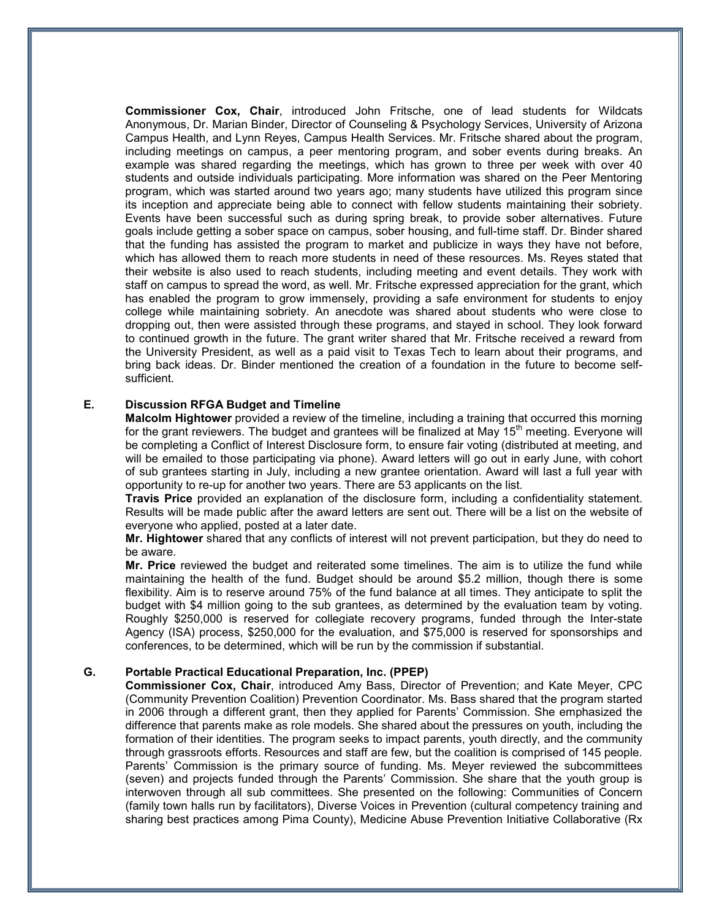**Commissioner Cox, Chair**, introduced John Fritsche, one of lead students for Wildcats Anonymous, Dr. Marian Binder, Director of Counseling & Psychology Services, University of Arizona Campus Health, and Lynn Reyes, Campus Health Services. Mr. Fritsche shared about the program, including meetings on campus, a peer mentoring program, and sober events during breaks. An example was shared regarding the meetings, which has grown to three per week with over 40 students and outside individuals participating. More information was shared on the Peer Mentoring program, which was started around two years ago; many students have utilized this program since its inception and appreciate being able to connect with fellow students maintaining their sobriety. Events have been successful such as during spring break, to provide sober alternatives. Future goals include getting a sober space on campus, sober housing, and full-time staff. Dr. Binder shared that the funding has assisted the program to market and publicize in ways they have not before, which has allowed them to reach more students in need of these resources. Ms. Reyes stated that their website is also used to reach students, including meeting and event details. They work with staff on campus to spread the word, as well. Mr. Fritsche expressed appreciation for the grant, which has enabled the program to grow immensely, providing a safe environment for students to enjoy college while maintaining sobriety. An anecdote was shared about students who were close to dropping out, then were assisted through these programs, and stayed in school. They look forward to continued growth in the future. The grant writer shared that Mr. Fritsche received a reward from the University President, as well as a paid visit to Texas Tech to learn about their programs, and bring back ideas. Dr. Binder mentioned the creation of a foundation in the future to become self-sufficient.

**E. Discussion RFGA Budget and Timeline**

**Malcolm Hightower** provided a review of the timeline, including a training that occurred this morning for the grant reviewers. The budget and grantees will be finalized at May 15th meeting. Everyone will be completing a Conflict of Interest Disclosure form, to ensure fair voting (distributed at meeting, and will be emailed to those participating via phone). Award letters will go out in early June, with cohort of sub grantees starting in July, including a new grantee orientation. Award will last a full year with opportunity to re-up for another two years. There are 53 applicants on the list.

**Travis Price** provided an explanation of the disclosure form, including a confidentiality statement. Results will be made public after the award letters are sent out. There will be a list on the website of everyone who applied, posted at a later date.

**Mr. Hightower** shared that any conflicts of interest will not prevent participation, but they do need to be aware.

**Mr. Price** reviewed the budget and reiterated some timelines. The aim is to utilize the fund while maintaining the health of the fund. Budget should be around $5.2 million, though there is some flexibility. Aim is to reserve around 75% of the fund balance at all times. They anticipate to split the budget with $4 million going to the sub grantees, as determined by the evaluation team by voting. Roughly $250,000 is reserved for collegiate recovery programs, funded through the Inter-state Agency (ISA) process, $250,000 for the evaluation, and $75,000 is reserved for sponsorships and conferences, to be determined, which will be run by the commission if substantial.

**G. Portable Practical Educational Preparation, Inc. (PPEP)**

**Commissioner Cox, Chair**, introduced Amy Bass, Director of Prevention; and Kate Meyer, CPC (Community Prevention Coalition) Prevention Coordinator. Ms. Bass shared that the program started in 2006 through a different grant, then they applied for Parents' Commission. She emphasized the difference that parents make as role models. She shared about the pressures on youth, including the formation of their identities. The program seeks to impact parents, youth directly, and the community through grassroots efforts. Resources and staff are few, but the coalition is comprised of 145 people. Parents' Commission is the primary source of funding. Ms. Meyer reviewed the subcommittees (seven) and projects funded through the Parents' Commission. She share that the youth group is interwoven through all sub committees. She presented on the following: Communities of Concern (family town halls run by facilitators), Diverse Voices in Prevention (cultural competency training and sharing best practices among Pima County), Medicine Abuse Prevention Initiative Collaborative (Rx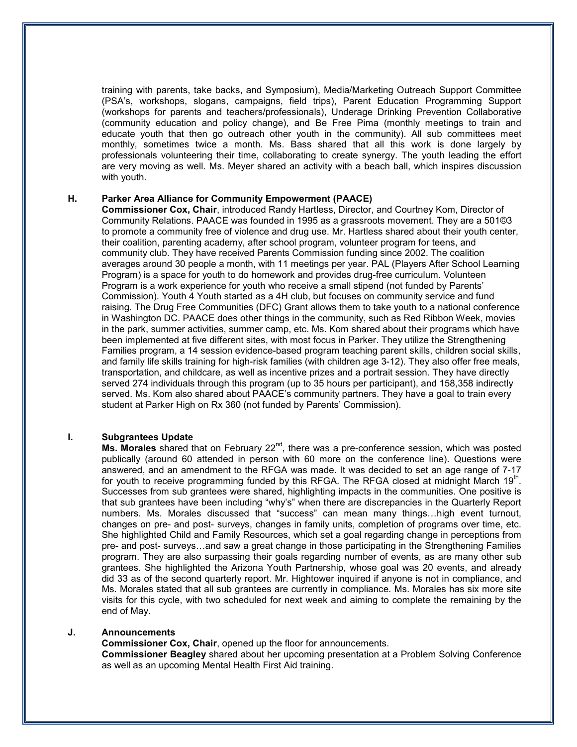training with parents, take backs, and Symposium), Media/Marketing Outreach Support Committee (PSA's, workshops, slogans, campaigns, field trips), Parent Education Programming Support (workshops for parents and teachers/professionals), Underage Drinking Prevention Collaborative (community education and policy change), and Be Free Pima (monthly meetings to train and educate youth that then go outreach other youth in the community). All sub committees meet monthly, sometimes twice a month. Ms. Bass shared that all this work is done largely by professionals volunteering their time, collaborating to create synergy. The youth leading the effort are very moving as well. Ms. Meyer shared an activity with a beach ball, which inspires discussion with youth.

**H. Parker Area Alliance for Community Empowerment (PAACE)**

**Commissioner Cox, Chair**, introduced Randy Hartless, Director, and Courtney Kom, Director of Community Relations. PAACE was founded in 1995 as a grassroots movement. They are a 501©3 to promote a community free of violence and drug use. Mr. Hartless shared about their youth center, their coalition, parenting academy, after school program, volunteer program for teens, and community club. They have received Parents Commission funding since 2002. The coalition averages around 30 people a month, with 11 meetings per year. PAL (Players After School Learning Program) is a space for youth to do homework and provides drug-free curriculum. Volunteen Program is a work experience for youth who receive a small stipend (not funded by Parents' Commission). Youth 4 Youth started as a 4H club, but focuses on community service and fund raising. The Drug Free Communities (DFC) Grant allows them to take youth to a national conference in Washington DC. PAACE does other things in the community, such as Red Ribbon Week, movies in the park, summer activities, summer camp, etc. Ms. Kom shared about their programs which have been implemented at five different sites, with most focus in Parker. They utilize the Strengthening Families program, a 14 session evidence-based program teaching parent skills, children social skills, and family life skills training for high-risk families (with children age 3-12). They also offer free meals, transportation, and childcare, as well as incentive prizes and a portrait session. They have directly served 274 individuals through this program (up to 35 hours per participant), and 158,358 indirectly served. Ms. Kom also shared about PAACE's community partners. They have a goal to train every student at Parker High on Rx 360 (not funded by Parents' Commission).

**I. Subgrantees Update**

**Ms. Morales** shared that on February 22nd, there was a pre-conference session, which was posted publically (around 60 attended in person with 60 more on the conference line). Questions were answered, and an amendment to the RFGA was made. It was decided to set an age range of 7-17 for youth to receive programming funded by this RFGA. The RFGA closed at midnight March 19th. Successes from sub grantees were shared, highlighting impacts in the communities. One positive is that sub grantees have been including "why's" when there are discrepancies in the Quarterly Report numbers. Ms. Morales discussed that "success" can mean many things…high event turnout, changes on pre- and post- surveys, changes in family units, completion of programs over time, etc. She highlighted Child and Family Resources, which set a goal regarding change in perceptions from pre- and post- surveys…and saw a great change in those participating in the Strengthening Families program. They are also surpassing their goals regarding number of events, as are many other sub grantees. She highlighted the Arizona Youth Partnership, whose goal was 20 events, and already did 33 as of the second quarterly report. Mr. Hightower inquired if anyone is not in compliance, and Ms. Morales stated that all sub grantees are currently in compliance. Ms. Morales has six more site visits for this cycle, with two scheduled for next week and aiming to complete the remaining by the end of May.

**J. Announcements**

**Commissioner Cox, Chair**, opened up the floor for announcements.

**Commissioner Beagley** shared about her upcoming presentation at a Problem Solving Conference as well as an upcoming Mental Health First Aid training.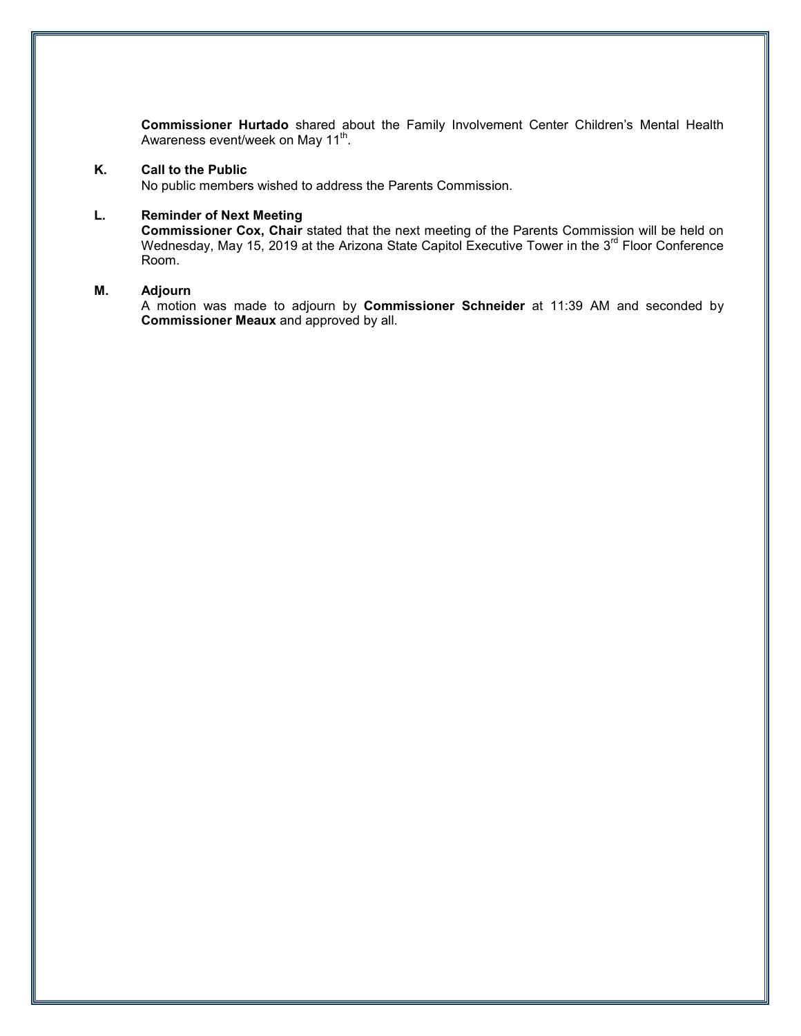**Commissioner Hurtado** shared about the Family Involvement Center Children's Mental Health Awareness event/week on May 11th.

**K. Call to the Public**

No public members wished to address the Parents Commission.

**L. Reminder of Next Meeting**

**Commissioner Cox, Chair** stated that the next meeting of the Parents Commission will be held on Wednesday, May 15, 2019 at the Arizona State Capitol Executive Tower in the 3rd Floor Conference Room.

**M. Adjourn**

A motion was made to adjourn by **Commissioner Schneider** at 11:39 AM and seconded by **Commissioner Meaux** and approved by all.